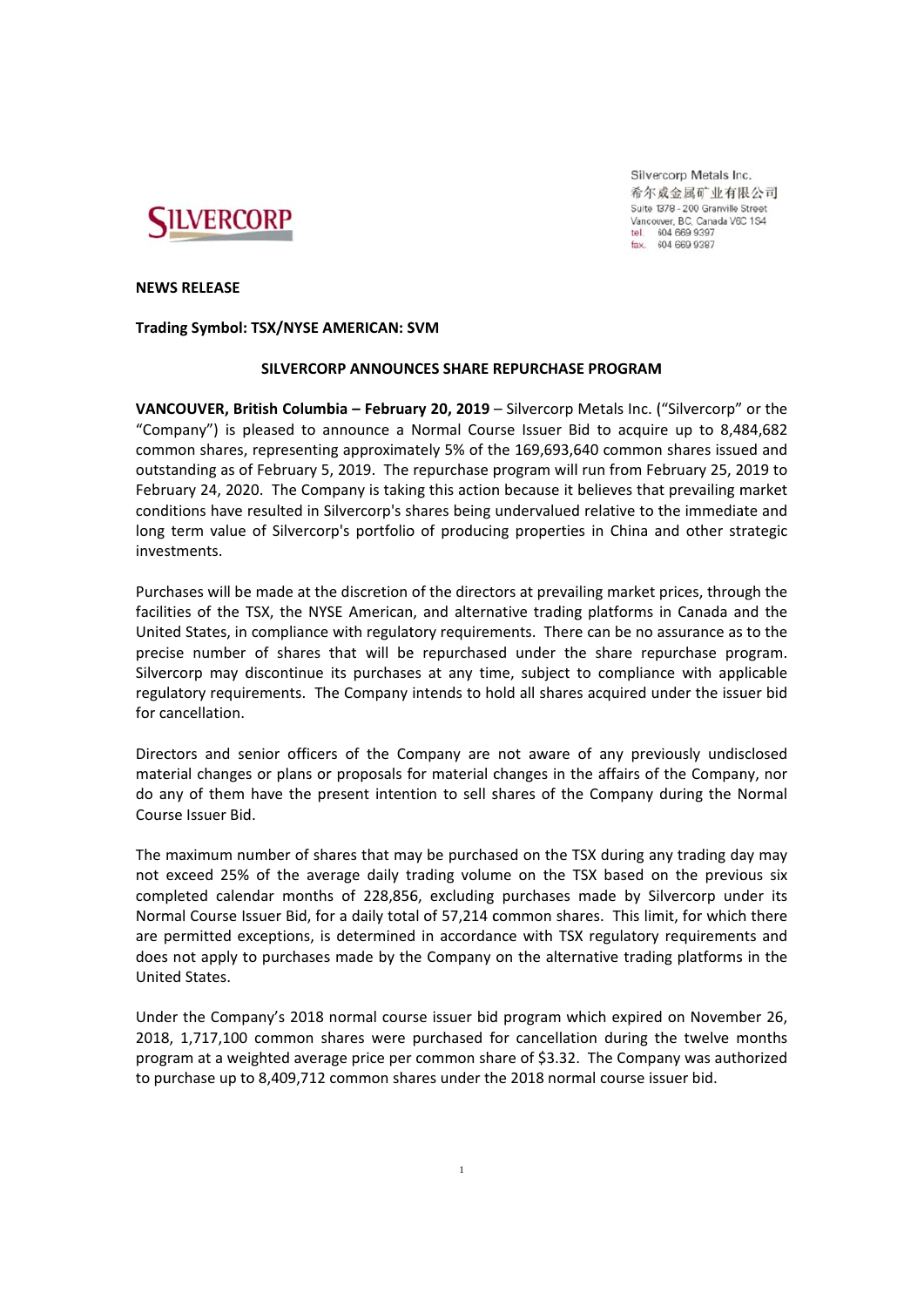Silvercorp Metals Inc.
希尔威金属矿业有限公司
Suite 1378 - 200 Granville Street
Vancouver, BC, Canada V6C 1S4
tel. 604 669 9397
fax. 604 669 9387

**NEWS RELEASE**

**Trading Symbol: TSX/NYSE AMERICAN: SVM**

# SILVERCORP ANNOUNCES SHARE REPURCHASE PROGRAM

**VANCOUVER, British Columbia – February 20, 2019** – Silvercorp Metals Inc. ("Silvercorp" or the "Company") is pleased to announce a Normal Course Issuer Bid to acquire up to 8,484,682 common shares, representing approximately 5% of the 169,693,640 common shares issued and outstanding as of February 5, 2019. The repurchase program will run from February 25, 2019 to February 24, 2020. The Company is taking this action because it believes that prevailing market conditions have resulted in Silvercorp's shares being undervalued relative to the immediate and long term value of Silvercorp's portfolio of producing properties in China and other strategic investments.

Purchases will be made at the discretion of the directors at prevailing market prices, through the facilities of the TSX, the NYSE American, and alternative trading platforms in Canada and the United States, in compliance with regulatory requirements. There can be no assurance as to the precise number of shares that will be repurchased under the share repurchase program. Silvercorp may discontinue its purchases at any time, subject to compliance with applicable regulatory requirements. The Company intends to hold all shares acquired under the issuer bid for cancellation.

Directors and senior officers of the Company are not aware of any previously undisclosed material changes or plans or proposals for material changes in the affairs of the Company, nor do any of them have the present intention to sell shares of the Company during the Normal Course Issuer Bid.

The maximum number of shares that may be purchased on the TSX during any trading day may not exceed 25% of the average daily trading volume on the TSX based on the previous six completed calendar months of 228,856, excluding purchases made by Silvercorp under its Normal Course Issuer Bid, for a daily total of 57,214 common shares. This limit, for which there are permitted exceptions, is determined in accordance with TSX regulatory requirements and does not apply to purchases made by the Company on the alternative trading platforms in the United States.

Under the Company's 2018 normal course issuer bid program which expired on November 26, 2018, 1,717,100 common shares were purchased for cancellation during the twelve months program at a weighted average price per common share of $3.32. The Company was authorized to purchase up to 8,409,712 common shares under the 2018 normal course issuer bid.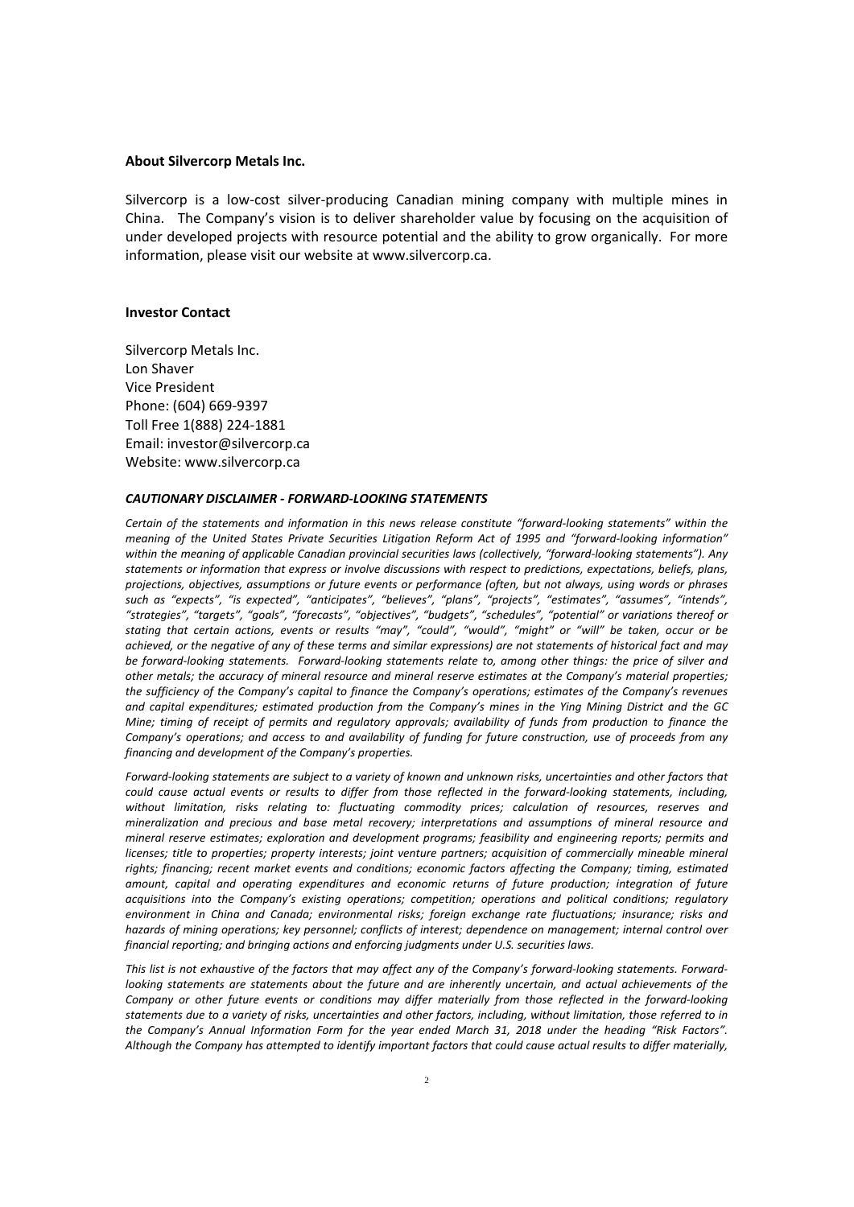**About Silvercorp Metals Inc.**

Silvercorp is a low-cost silver-producing Canadian mining company with multiple mines in China. The Company's vision is to deliver shareholder value by focusing on the acquisition of under developed projects with resource potential and the ability to grow organically. For more information, please visit our website at www.silvercorp.ca.

**Investor Contact**

Silvercorp Metals Inc.
Lon Shaver
Vice President
Phone: (604) 669-9397
Toll Free 1(888) 224-1881
Email: investor@silvercorp.ca
Website: www.silvercorp.ca

***CAUTIONARY DISCLAIMER - FORWARD-LOOKING STATEMENTS***

*Certain of the statements and information in this news release constitute "forward-looking statements" within the meaning of the United States Private Securities Litigation Reform Act of 1995 and "forward-looking information" within the meaning of applicable Canadian provincial securities laws (collectively, "forward-looking statements"). Any statements or information that express or involve discussions with respect to predictions, expectations, beliefs, plans, projections, objectives, assumptions or future events or performance (often, but not always, using words or phrases such as "expects", "is expected", "anticipates", "believes", "plans", "projects", "estimates", "assumes", "intends", "strategies", "targets", "goals", "forecasts", "objectives", "budgets", "schedules", "potential" or variations thereof or stating that certain actions, events or results "may", "could", "would", "might" or "will" be taken, occur or be achieved, or the negative of any of these terms and similar expressions) are not statements of historical fact and may be forward-looking statements. Forward-looking statements relate to, among other things: the price of silver and other metals; the accuracy of mineral resource and mineral reserve estimates at the Company's material properties; the sufficiency of the Company's capital to finance the Company's operations; estimates of the Company's revenues and capital expenditures; estimated production from the Company's mines in the Ying Mining District and the GC Mine; timing of receipt of permits and regulatory approvals; availability of funds from production to finance the Company's operations; and access to and availability of funding for future construction, use of proceeds from any financing and development of the Company's properties.*

*Forward-looking statements are subject to a variety of known and unknown risks, uncertainties and other factors that could cause actual events or results to differ from those reflected in the forward-looking statements, including, without limitation, risks relating to: fluctuating commodity prices; calculation of resources, reserves and mineralization and precious and base metal recovery; interpretations and assumptions of mineral resource and mineral reserve estimates; exploration and development programs; feasibility and engineering reports; permits and licenses; title to properties; property interests; joint venture partners; acquisition of commercially mineable mineral rights; financing; recent market events and conditions; economic factors affecting the Company; timing, estimated amount, capital and operating expenditures and economic returns of future production; integration of future acquisitions into the Company's existing operations; competition; operations and political conditions; regulatory environment in China and Canada; environmental risks; foreign exchange rate fluctuations; insurance; risks and hazards of mining operations; key personnel; conflicts of interest; dependence on management; internal control over financial reporting; and bringing actions and enforcing judgments under U.S. securities laws.*

*This list is not exhaustive of the factors that may affect any of the Company's forward-looking statements. Forward-looking statements are statements about the future and are inherently uncertain, and actual achievements of the Company or other future events or conditions may differ materially from those reflected in the forward-looking statements due to a variety of risks, uncertainties and other factors, including, without limitation, those referred to in the Company's Annual Information Form for the year ended March 31, 2018 under the heading "Risk Factors". Although the Company has attempted to identify important factors that could cause actual results to differ materially,*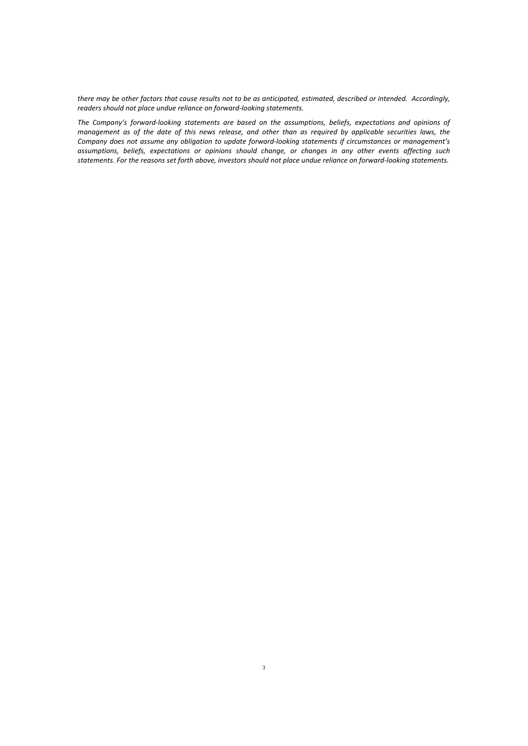*there may be other factors that cause results not to be as anticipated, estimated, described or intended. Accordingly, readers should not place undue reliance on forward-looking statements.*

*The Company's forward-looking statements are based on the assumptions, beliefs, expectations and opinions of management as of the date of this news release, and other than as required by applicable securities laws, the Company does not assume any obligation to update forward-looking statements if circumstances or management's assumptions, beliefs, expectations or opinions should change, or changes in any other events affecting such statements. For the reasons set forth above, investors should not place undue reliance on forward-looking statements.*